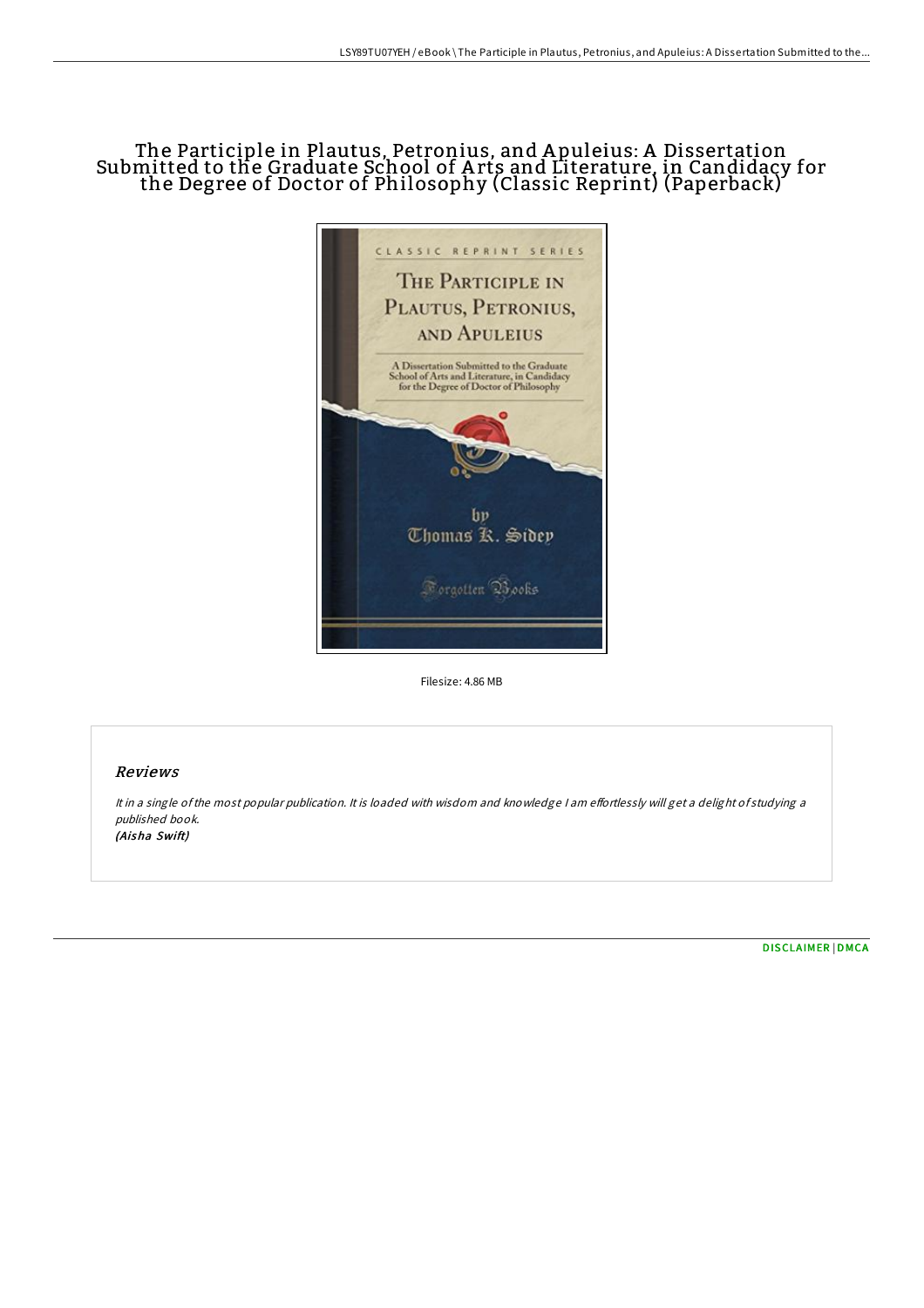# The Participle in Plautus, Petronius, and Apuleius: A Dissertation Submitted to the Graduate School of Arts and Literature, in Candidacy for the Degree of Doctor of Philosophy (Classic Reprint) (Paperback)

Filesize: 4.86 MB

## Reviews

*It in a single of the most popular publication. It is loaded with wisdom and knowledge I am effortlessly will get a delight of studying a published book.*
*(Aisha Swift)*

DISCLAIMER | DMCA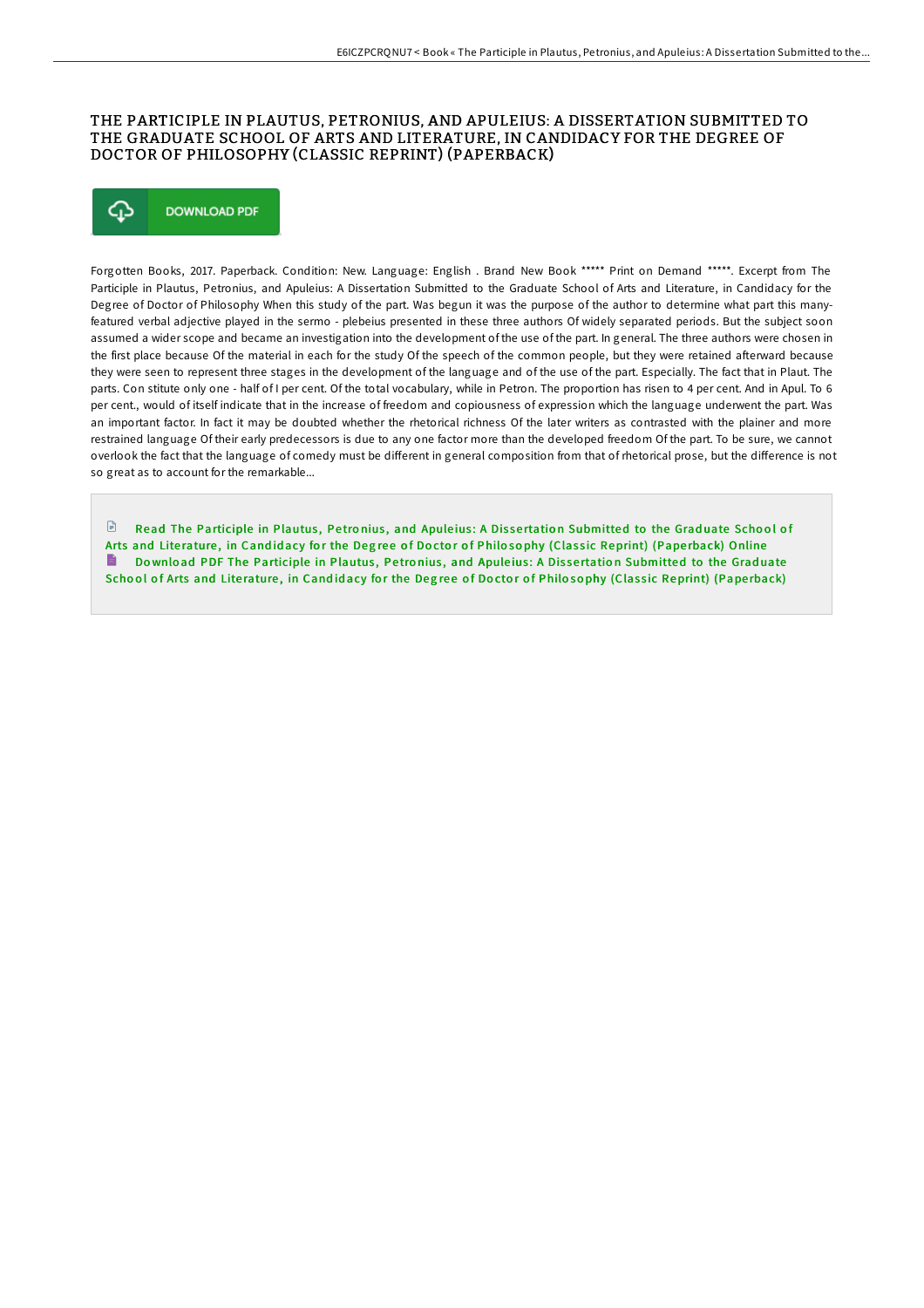# THE PARTICIPLE IN PLAUTUS, PETRONIUS, AND APULEIUS: A DISSERTATION SUBMITTED TO THE GRADUATE SCHOOL OF ARTS AND LITERATURE, IN CANDIDACY FOR THE DEGREE OF DOCTOR OF PHILOSOPHY (CLASSIC REPRINT) (PAPERBACK)

DOWNLOAD PDF

Forgotten Books, 2017. Paperback. Condition: New. Language: English . Brand New Book ***** Print on Demand *****. Excerpt from The Participle in Plautus, Petronius, and Apuleius: A Dissertation Submitted to the Graduate School of Arts and Literature, in Candidacy for the Degree of Doctor of Philosophy When this study of the part. Was begun it was the purpose of the author to determine what part this many-featured verbal adjective played in the sermo - plebeius presented in these three authors Of widely separated periods. But the subject soon assumed a wider scope and became an investigation into the development of the use of the part. In general. The three authors were chosen in the first place because Of the material in each for the study Of the speech of the common people, but they were retained afterward because they were seen to represent three stages in the development of the language and of the use of the part. Especially. The fact that in Plaut. The parts. Con stitute only one - half of I per cent. Of the total vocabulary, while in Petron. The proportion has risen to 4 per cent. And in Apul. To 6 per cent., would of itself indicate that in the increase of freedom and copiousness of expression which the language underwent the part. Was an important factor. In fact it may be doubted whether the rhetorical richness Of the later writers as contrasted with the plainer and more restrained language Of their early predecessors is due to any one factor more than the developed freedom Of the part. To be sure, we cannot overlook the fact that the language of comedy must be different in general composition from that of rhetorical prose, but the difference is not so great as to account for the remarkable...

Read The Participle in Plautus, Petronius, and Apuleius: A Dissertation Submitted to the Graduate School of Arts and Literature, in Candidacy for the Degree of Doctor of Philosophy (Classic Reprint) (Paperback) Online

Download PDF The Participle in Plautus, Petronius, and Apuleius: A Dissertation Submitted to the Graduate School of Arts and Literature, in Candidacy for the Degree of Doctor of Philosophy (Classic Reprint) (Paperback)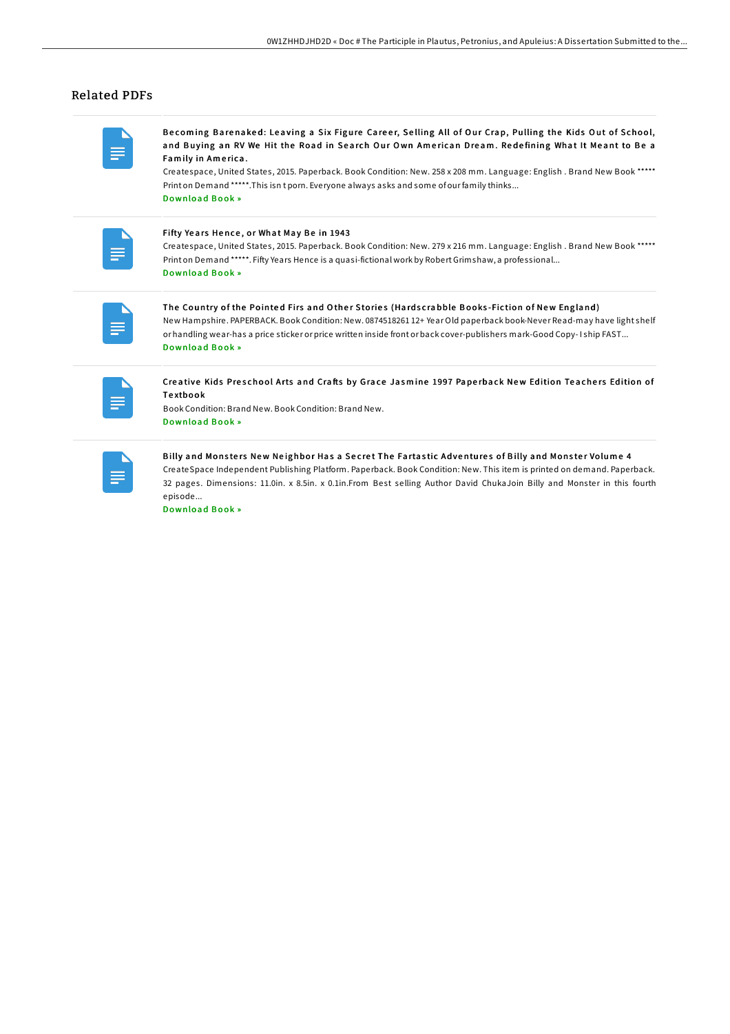## Related PDFs

**Becoming Barenaked: Leaving a Six Figure Career, Selling All of Our Crap, Pulling the Kids Out of School, and Buying an RV We Hit the Road in Search Our Own American Dream. Redefining What It Meant to Be a Family in America.**

Createspace, United States, 2015. Paperback. Book Condition: New. 258 x 208 mm. Language: English . Brand New Book ***** Print on Demand *****.This isn t porn. Everyone always asks and some of our family thinks...

Download Book »

**Fifty Years Hence, or What May Be in 1943**

Createspace, United States, 2015. Paperback. Book Condition: New. 279 x 216 mm. Language: English . Brand New Book ***** Print on Demand *****. Fifty Years Hence is a quasi-fictional work by Robert Grimshaw, a professional...

Download Book »

**The Country of the Pointed Firs and Other Stories (Hardscrabble Books-Fiction of New England)**

New Hampshire. PAPERBACK. Book Condition: New. 0874518261 12+ Year Old paperback book-Never Read-may have light shelf or handling wear-has a price sticker or price written inside front or back cover-publishers mark-Good Copy- I ship FAST...

Download Book »

**Creative Kids Preschool Arts and Crafts by Grace Jasmine 1997 Paperback New Edition Teachers Edition of Textbook**

Book Condition: Brand New. Book Condition: Brand New.

Download Book »

**Billy and Monsters New Neighbor Has a Secret The Fartastic Adventures of Billy and Monster Volume 4**

CreateSpace Independent Publishing Platform. Paperback. Book Condition: New. This item is printed on demand. Paperback. 32 pages. Dimensions: 11.0in. x 8.5in. x 0.1in.From Best selling Author David ChukaJoin Billy and Monster in this fourth episode...

Download Book »